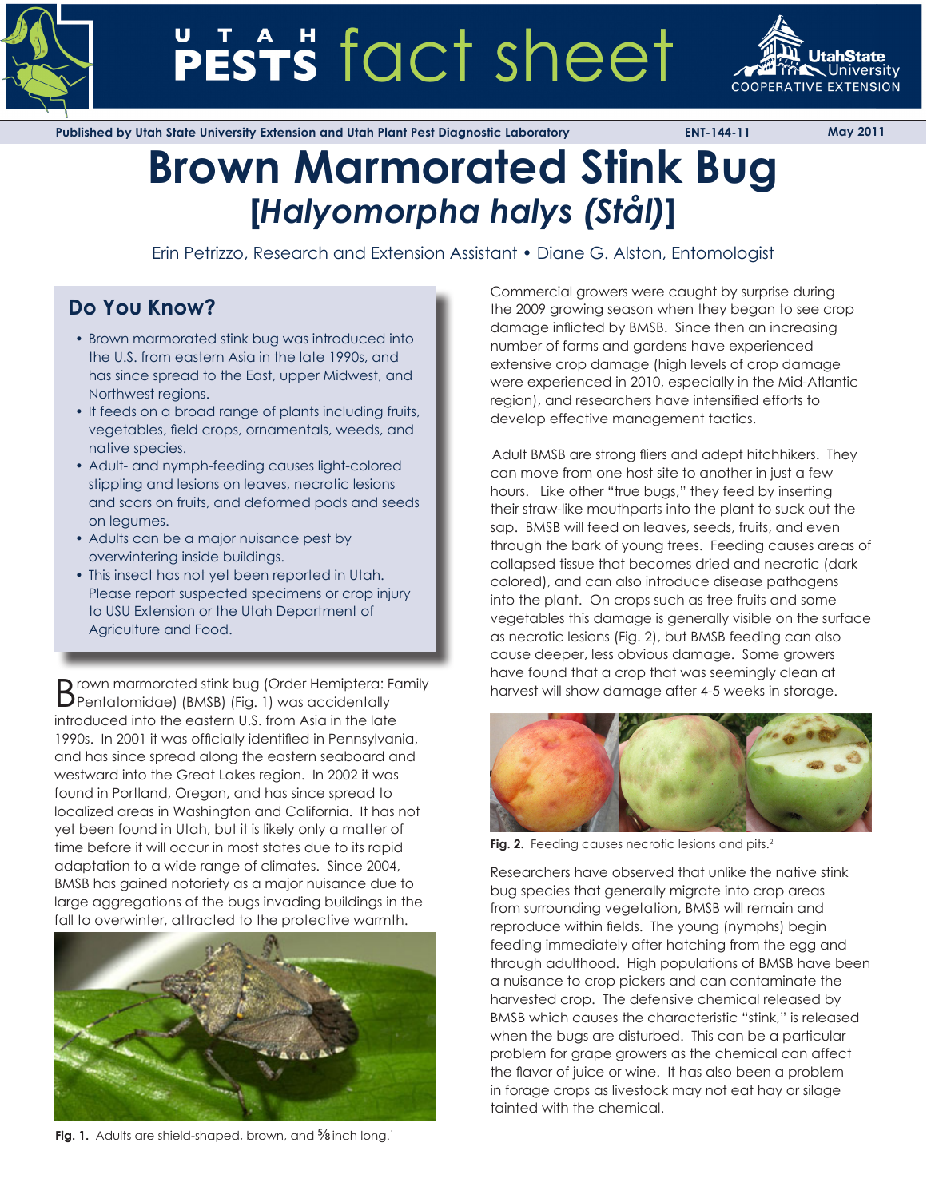Published by Utah State University Extension and Utah Plant Pest Diagnostic Laboratory ENT-144-11 May 2011

# Brown Marmorated Stink Bug

## [*Halyomorpha halys (Stål)*]

Erin Petrizzo, Research and Extension Assistant • Diane G. Alston, Entomologist

### Do You Know?

- Brown marmorated stink bug was introduced into the U.S. from eastern Asia in the late 1990s, and has since spread to the East, upper Midwest, and Northwest regions.
- It feeds on a broad range of plants including fruits, vegetables, field crops, ornamentals, weeds, and native species.
- Adult- and nymph-feeding causes light-colored stippling and lesions on leaves, necrotic lesions and scars on fruits, and deformed pods and seeds on legumes.
- Adults can be a major nuisance pest by overwintering inside buildings.
- This insect has not yet been reported in Utah. Please report suspected specimens or crop injury to USU Extension or the Utah Department of Agriculture and Food.

Brown marmorated stink bug (Order Hemiptera: Family Pentatomidae) (BMSB) (Fig. 1) was accidentally introduced into the eastern U.S. from Asia in the late 1990s. In 2001 it was officially identified in Pennsylvania, and has since spread along the eastern seaboard and westward into the Great Lakes region. In 2002 it was found in Portland, Oregon, and has since spread to localized areas in Washington and California. It has not yet been found in Utah, but it is likely only a matter of time before it will occur in most states due to its rapid adaptation to a wide range of climates. Since 2004, BMSB has gained notoriety as a major nuisance due to large aggregations of the bugs invading buildings in the fall to overwinter, attracted to the protective warmth.

**Fig. 1.** Adults are shield-shaped, brown, and ⅝ inch long.[1]

Commercial growers were caught by surprise during the 2009 growing season when they began to see crop damage inflicted by BMSB. Since then an increasing number of farms and gardens have experienced extensive crop damage (high levels of crop damage were experienced in 2010, especially in the Mid-Atlantic region), and researchers have intensified efforts to develop effective management tactics.

Adult BMSB are strong fliers and adept hitchhikers. They can move from one host site to another in just a few hours. Like other "true bugs," they feed by inserting their straw-like mouthparts into the plant to suck out the sap. BMSB will feed on leaves, seeds, fruits, and even through the bark of young trees. Feeding causes areas of collapsed tissue that becomes dried and necrotic (dark colored), and can also introduce disease pathogens into the plant. On crops such as tree fruits and some vegetables this damage is generally visible on the surface as necrotic lesions (Fig. 2), but BMSB feeding can also cause deeper, less obvious damage. Some growers have found that a crop that was seemingly clean at harvest will show damage after 4-5 weeks in storage.

**Fig. 2.** Feeding causes necrotic lesions and pits.[2]

Researchers have observed that unlike the native stink bug species that generally migrate into crop areas from surrounding vegetation, BMSB will remain and reproduce within fields. The young (nymphs) begin feeding immediately after hatching from the egg and through adulthood. High populations of BMSB have been a nuisance to crop pickers and can contaminate the harvested crop. The defensive chemical released by BMSB which causes the characteristic "stink," is released when the bugs are disturbed. This can be a particular problem for grape growers as the chemical can affect the flavor of juice or wine. It has also been a problem in forage crops as livestock may not eat hay or silage tainted with the chemical.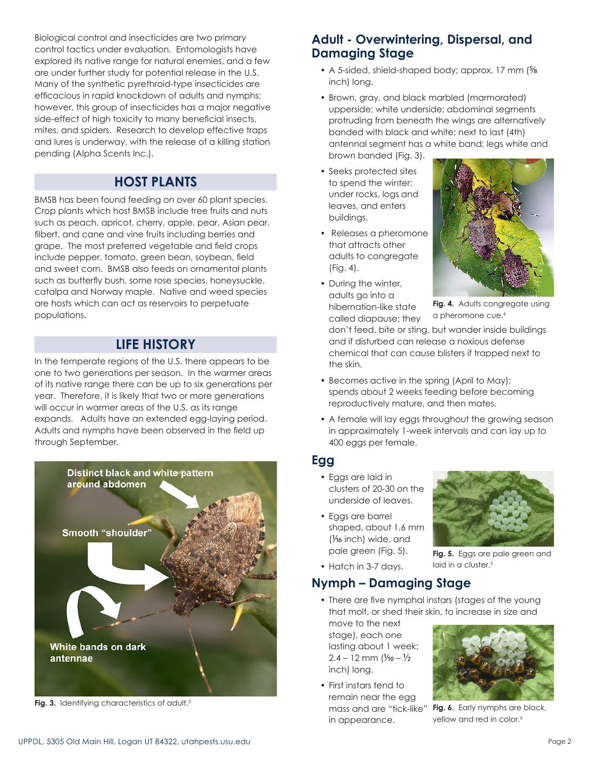Biological control and insecticides are two primary control tactics under evaluation. Entomologists have explored its native range for natural enemies, and a few are under further study for potential release in the U.S. Many of the synthetic pyrethroid-type insecticides are efficacious in rapid knockdown of adults and nymphs; however, this group of insecticides has a major negative side-effect of high toxicity to many beneficial insects, mites, and spiders. Research to develop effective traps and lures is underway, with the release of a killing station pending (Alpha Scents Inc.).

## HOST PLANTS

BMSB has been found feeding on over 60 plant species. Crop plants which host BMSB include tree fruits and nuts such as peach, apricot, cherry, apple, pear, Asian pear, filbert, and cane and vine fruits including berries and grape. The most preferred vegetable and field crops include pepper, tomato, green bean, soybean, field and sweet corn. BMSB also feeds on ornamental plants such as butterfly bush, some rose species, honeysuckle, catalpa and Norway maple. Native and weed species are hosts which can act as reservoirs to perpetuate populations.

## LIFE HISTORY

In the temperate regions of the U.S. there appears to be one to two generations per season. In the warmer areas of its native range there can be up to six generations per year. Therefore, it is likely that two or more generations will occur in warmer areas of the U.S. as its range expands. Adults have an extended egg-laying period. Adults and nymphs have been observed in the field up through September.

**Fig. 3.** Identifying characteristics of adult.[3]

## Adult - Overwintering, Dispersal, and Damaging Stage

- A 5-sided, shield-shaped body; approx. 17 mm (⅝ inch) long.
- Brown, gray, and black marbled (marmorated) upperside; white underside; abdominal segments protruding from beneath the wings are alternatively banded with black and white; next to last (4th) antennal segment has a white band; legs white and brown banded (Fig. 3).
- Seeks protected sites to spend the winter: under rocks, logs and leaves, and enters buildings.
- Releases a pheromone that attracts other adults to congregate (Fig. 4).
- During the winter, adults go into a hibernation-like state called diapause; they don't feed, bite or sting, but wander inside buildings and if disturbed can release a noxious defense chemical that can cause blisters if trapped next to the skin.
- Becomes active in the spring (April to May); spends about 2 weeks feeding before becoming reproductively mature, and then mates.
- A female will lay eggs throughout the growing season in approximately 1-week intervals and can lay up to 400 eggs per female.

**Fig. 4.** Adults congregate using a pheromone cue.[4]

## Egg

- Eggs are laid in clusters of 20-30 on the underside of leaves.
- Eggs are barrel shaped, about 1.6 mm (1/16 inch) wide, and pale green (Fig. 5).
- Hatch in 3-7 days.

**Fig. 5.** Eggs are pale green and laid in a cluster.[5]

## Nymph – Damaging Stage

- There are five nymphal instars (stages of the young that molt, or shed their skin, to increase in size and move to the next stage), each one lasting about 1 week; 2.4 – 12 mm (1/10 – ½ inch) long.
- First instars tend to remain near the egg mass and are "tick-like" in appearance.

**Fig. 6.** Early nymphs are black, yellow and red in color.[6]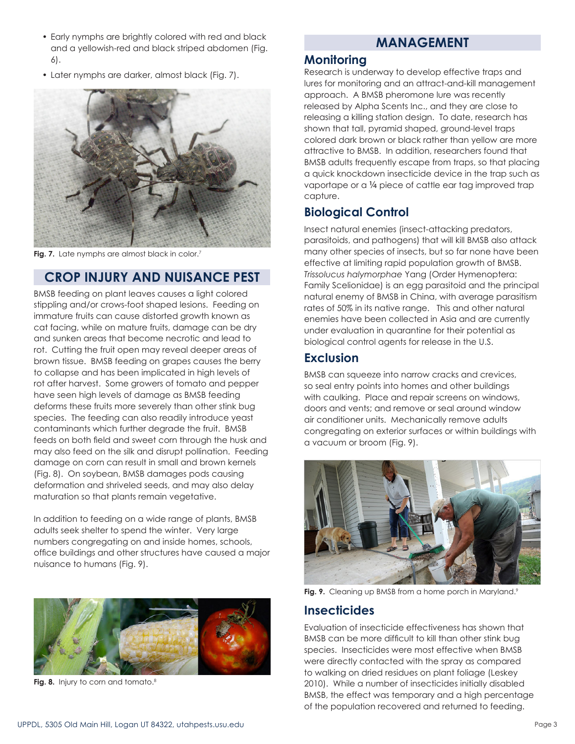- Early nymphs are brightly colored with red and black and a yellowish-red and black striped abdomen (Fig. 6).
- Later nymphs are darker, almost black (Fig. 7).

**Fig. 7.** Late nymphs are almost black in color.[7]

## CROP INJURY AND NUISANCE PEST

BMSB feeding on plant leaves causes a light colored stippling and/or crows-foot shaped lesions. Feeding on immature fruits can cause distorted growth known as cat facing, while on mature fruits, damage can be dry and sunken areas that become necrotic and lead to rot. Cutting the fruit open may reveal deeper areas of brown tissue. BMSB feeding on grapes causes the berry to collapse and has been implicated in high levels of rot after harvest. Some growers of tomato and pepper have seen high levels of damage as BMSB feeding deforms these fruits more severely than other stink bug species. The feeding can also readily introduce yeast contaminants which further degrade the fruit. BMSB feeds on both field and sweet corn through the husk and may also feed on the silk and disrupt pollination. Feeding damage on corn can result in small and brown kernels (Fig. 8). On soybean, BMSB damages pods causing deformation and shriveled seeds, and may also delay maturation so that plants remain vegetative.

In addition to feeding on a wide range of plants, BMSB adults seek shelter to spend the winter. Very large numbers congregating on and inside homes, schools, office buildings and other structures have caused a major nuisance to humans (Fig. 9).

**Fig. 8.** Injury to corn and tomato.[8]

## MANAGEMENT

### Monitoring

Research is underway to develop effective traps and lures for monitoring and an attract-and-kill management approach. A BMSB pheromone lure was recently released by Alpha Scents Inc., and they are close to releasing a killing station design. To date, research has shown that tall, pyramid shaped, ground-level traps colored dark brown or black rather than yellow are more attractive to BMSB. In addition, researchers found that BMSB adults frequently escape from traps, so that placing a quick knockdown insecticide device in the trap such as vaportape or a ¼ piece of cattle ear tag improved trap capture.

### Biological Control

Insect natural enemies (insect-attacking predators, parasitoids, and pathogens) that will kill BMSB also attack many other species of insects, but so far none have been effective at limiting rapid population growth of BMSB. *Trissolucus halymorphae* Yang (Order Hymenoptera: Family Scelionidae) is an egg parasitoid and the principal natural enemy of BMSB in China, with average parasitism rates of 50% in its native range. This and other natural enemies have been collected in Asia and are currently under evaluation in quarantine for their potential as biological control agents for release in the U.S.

### Exclusion

BMSB can squeeze into narrow cracks and crevices, so seal entry points into homes and other buildings with caulking. Place and repair screens on windows, doors and vents; and remove or seal around window air conditioner units. Mechanically remove adults congregating on exterior surfaces or within buildings with a vacuum or broom (Fig. 9).

**Fig. 9.** Cleaning up BMSB from a home porch in Maryland.[9]

### Insecticides

Evaluation of insecticide effectiveness has shown that BMSB can be more difficult to kill than other stink bug species. Insecticides were most effective when BMSB were directly contacted with the spray as compared to walking on dried residues on plant foliage (Leskey 2010). While a number of insecticides initially disabled BMSB, the effect was temporary and a high percentage of the population recovered and returned to feeding.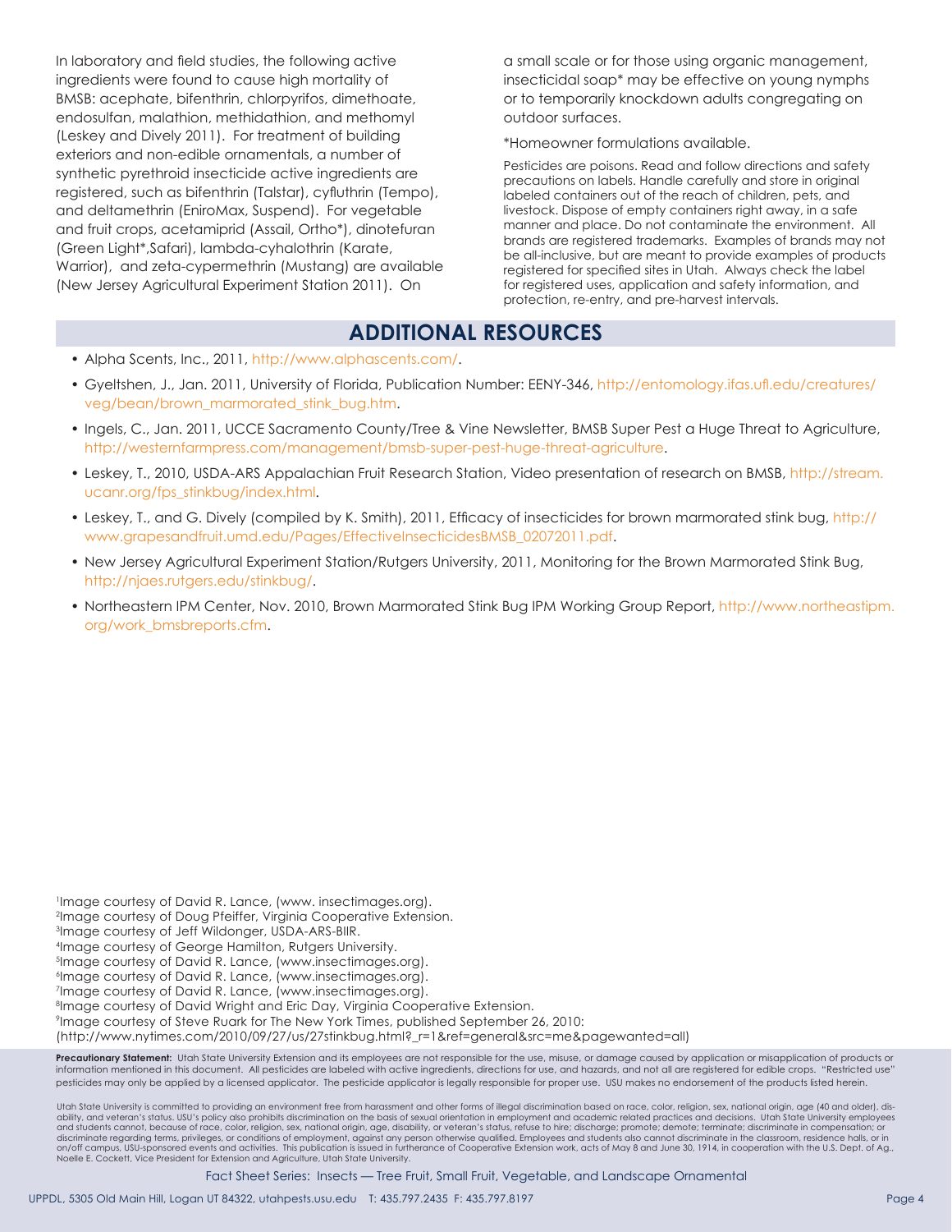In laboratory and field studies, the following active ingredients were found to cause high mortality of BMSB: acephate, bifenthrin, chlorpyrifos, dimethoate, endosulfan, malathion, methidathion, and methomyl (Leskey and Dively 2011). For treatment of building exteriors and non-edible ornamentals, a number of synthetic pyrethroid insecticide active ingredients are registered, such as bifenthrin (Talstar), cyfluthrin (Tempo), and deltamethrin (EniroMax, Suspend). For vegetable and fruit crops, acetamiprid (Assail, Ortho*), dinotefuran (Green Light*,Safari), lambda-cyhalothrin (Karate, Warrior), and zeta-cypermethrin (Mustang) are available (New Jersey Agricultural Experiment Station 2011). On a small scale or for those using organic management, insecticidal soap* may be effective on young nymphs or to temporarily knockdown adults congregating on outdoor surfaces.

*Homeowner formulations available.

Pesticides are poisons. Read and follow directions and safety precautions on labels. Handle carefully and store in original labeled containers out of the reach of children, pets, and livestock. Dispose of empty containers right away, in a safe manner and place. Do not contaminate the environment. All brands are registered trademarks. Examples of brands may not be all-inclusive, but are meant to provide examples of products registered for specified sites in Utah. Always check the label for registered uses, application and safety information, and protection, re-entry, and pre-harvest intervals.

## ADDITIONAL RESOURCES

- Alpha Scents, Inc., 2011, http://www.alphascents.com/.
- Gyeltshen, J., Jan. 2011, University of Florida, Publication Number: EENY-346, http://entomology.ifas.ufl.edu/creatures/veg/bean/brown_marmorated_stink_bug.htm.
- Ingels, C., Jan. 2011, UCCE Sacramento County/Tree & Vine Newsletter, BMSB Super Pest a Huge Threat to Agriculture, http://westernfarmpress.com/management/bmsb-super-pest-huge-threat-agriculture.
- Leskey, T., 2010, USDA-ARS Appalachian Fruit Research Station, Video presentation of research on BMSB, http://stream.ucanr.org/fps_stinkbug/index.html.
- Leskey, T., and G. Dively (compiled by K. Smith), 2011, Efficacy of insecticides for brown marmorated stink bug, http://www.grapesandfruit.umd.edu/Pages/EffectiveInsecticidesBMSB_02072011.pdf.
- New Jersey Agricultural Experiment Station/Rutgers University, 2011, Monitoring for the Brown Marmorated Stink Bug, http://njaes.rutgers.edu/stinkbug/.
- Northeastern IPM Center, Nov. 2010, Brown Marmorated Stink Bug IPM Working Group Report, http://www.northeastipm.org/work_bmsbreports.cfm.

[1]Image courtesy of David R. Lance, (www. insectimages.org).
[2]Image courtesy of Doug Pfeiffer, Virginia Cooperative Extension.
[3]Image courtesy of Jeff Wildonger, USDA-ARS-BIIR.
[4]Image courtesy of George Hamilton, Rutgers University.
[5]Image courtesy of David R. Lance, (www.insectimages.org).
[6]Image courtesy of David R. Lance, (www.insectimages.org).
[7]Image courtesy of David R. Lance, (www.insectimages.org).
[8]Image courtesy of David Wright and Eric Day, Virginia Cooperative Extension.
[9]Image courtesy of Steve Ruark for The New York Times, published September 26, 2010:
(http://www.nytimes.com/2010/09/27/us/27stinkbug.html?_r=1&ref=general&src=me&pagewanted=all)

**Precautionary Statement:** Utah State University Extension and its employees are not responsible for the use, misuse, or damage caused by application or misapplication of products or information mentioned in this document. All pesticides are labeled with active ingredients, directions for use, and hazards, and not all are registered for edible crops. "Restricted use" pesticides may only be applied by a licensed applicator. The pesticide applicator is legally responsible for proper use. USU makes no endorsement of the products listed herein.

Utah State University is committed to providing an environment free from harassment and other forms of illegal discrimination based on race, color, religion, sex, national origin, age (40 and older), disability, and veteran's status. USU's policy also prohibits discrimination on the basis of sexual orientation in employment and academic related practices and decisions. Utah State University employees and students cannot, because of race, color, religion, sex, national origin, age, disability, or veteran's status, refuse to hire; discharge; promote; demote; terminate; discriminate in compensation; or discriminate regarding terms, privileges, or conditions of employment, against any person otherwise qualified. Employees and students also cannot discriminate in the classroom, residence halls, or in on/off campus, USU-sponsored events and activities. This publication is issued in furtherance of Cooperative Extension work, acts of May 8 and June 30, 1914, in cooperation with the U.S. Dept. of Ag., Noelle E. Cockett, Vice President for Extension and Agriculture, Utah State University.

Fact Sheet Series: Insects — Tree Fruit, Small Fruit, Vegetable, and Landscape Ornamental

UPPDL, 5305 Old Main Hill, Logan UT 84322, utahpests.usu.edu T: 435.797.2435 F: 435.797.8197